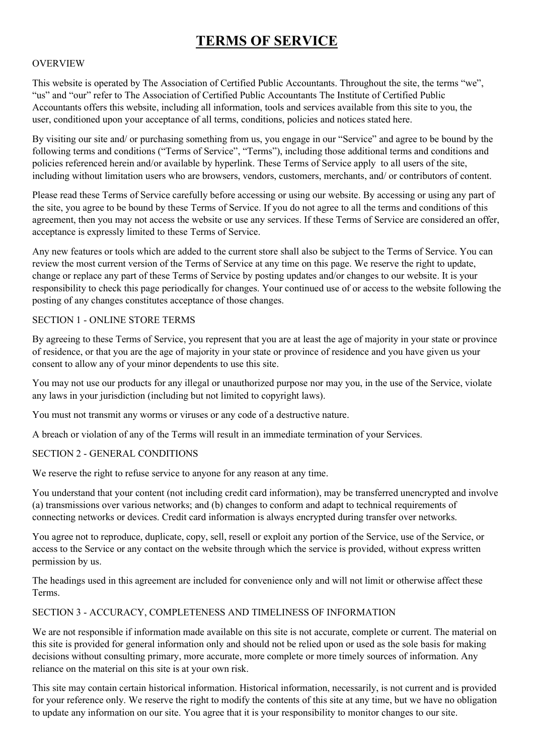# TERMS OF SERVICE

OVERVIEW

This website is operated by The Association of Certified Public Accountants. Throughout the site, the terms "we", "us" and "our" refer to The Association of Certified Public Accountants The Institute of Certified Public Accountants offers this website, including all information, tools and services available from this site to you, the user, conditioned upon your acceptance of all terms, conditions, policies and notices stated here.

By visiting our site and/ or purchasing something from us, you engage in our "Service" and agree to be bound by the following terms and conditions ("Terms of Service", "Terms"), including those additional terms and conditions and policies referenced herein and/or available by hyperlink. These Terms of Service apply to all users of the site, including without limitation users who are browsers, vendors, customers, merchants, and/ or contributors of content.

Please read these Terms of Service carefully before accessing or using our website. By accessing or using any part of the site, you agree to be bound by these Terms of Service. If you do not agree to all the terms and conditions of this agreement, then you may not access the website or use any services. If these Terms of Service are considered an offer, acceptance is expressly limited to these Terms of Service.

Any new features or tools which are added to the current store shall also be subject to the Terms of Service. You can review the most current version of the Terms of Service at any time on this page. We reserve the right to update, change or replace any part of these Terms of Service by posting updates and/or changes to our website. It is your responsibility to check this page periodically for changes. Your continued use of or access to the website following the posting of any changes constitutes acceptance of those changes.

SECTION 1 - ONLINE STORE TERMS

By agreeing to these Terms of Service, you represent that you are at least the age of majority in your state or province of residence, or that you are the age of majority in your state or province of residence and you have given us your consent to allow any of your minor dependents to use this site.

You may not use our products for any illegal or unauthorized purpose nor may you, in the use of the Service, violate any laws in your jurisdiction (including but not limited to copyright laws).

You must not transmit any worms or viruses or any code of a destructive nature.

A breach or violation of any of the Terms will result in an immediate termination of your Services.

SECTION 2 - GENERAL CONDITIONS

We reserve the right to refuse service to anyone for any reason at any time.

You understand that your content (not including credit card information), may be transferred unencrypted and involve (a) transmissions over various networks; and (b) changes to conform and adapt to technical requirements of connecting networks or devices. Credit card information is always encrypted during transfer over networks.

You agree not to reproduce, duplicate, copy, sell, resell or exploit any portion of the Service, use of the Service, or access to the Service or any contact on the website through which the service is provided, without express written permission by us.

The headings used in this agreement are included for convenience only and will not limit or otherwise affect these Terms.

SECTION 3 - ACCURACY, COMPLETENESS AND TIMELINESS OF INFORMATION

We are not responsible if information made available on this site is not accurate, complete or current. The material on this site is provided for general information only and should not be relied upon or used as the sole basis for making decisions without consulting primary, more accurate, more complete or more timely sources of information. Any reliance on the material on this site is at your own risk.

This site may contain certain historical information. Historical information, necessarily, is not current and is provided for your reference only. We reserve the right to modify the contents of this site at any time, but we have no obligation to update any information on our site. You agree that it is your responsibility to monitor changes to our site.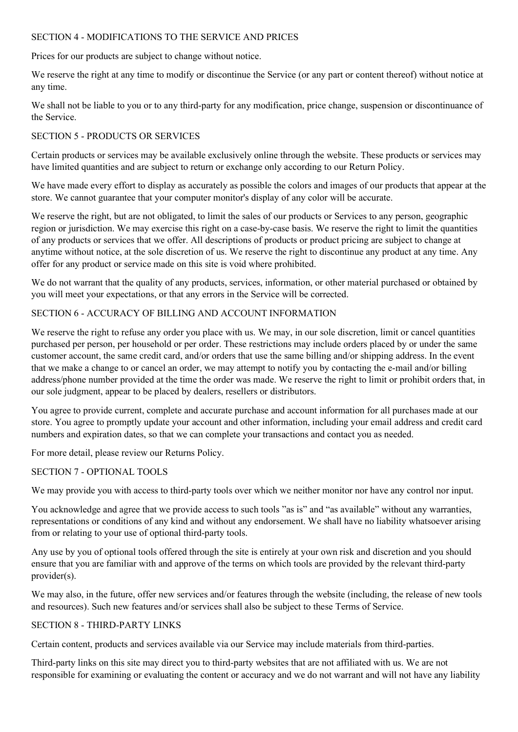## SECTION 4 - MODIFICATIONS TO THE SERVICE AND PRICES

Prices for our products are subject to change without notice.

We reserve the right at any time to modify or discontinue the Service (or any part or content thereof) without notice at any time.

We shall not be liable to you or to any third-party for any modification, price change, suspension or discontinuance of the Service.

## SECTION 5 - PRODUCTS OR SERVICES

Certain products or services may be available exclusively online through the website. These products or services may have limited quantities and are subject to return or exchange only according to our Return Policy.

We have made every effort to display as accurately as possible the colors and images of our products that appear at the store. We cannot guarantee that your computer monitor's display of any color will be accurate.

We reserve the right, but are not obligated, to limit the sales of our products or Services to any person, geographic region or jurisdiction. We may exercise this right on a case-by-case basis. We reserve the right to limit the quantities of any products or services that we offer. All descriptions of products or product pricing are subject to change at anytime without notice, at the sole discretion of us. We reserve the right to discontinue any product at any time. Any offer for any product or service made on this site is void where prohibited.

We do not warrant that the quality of any products, services, information, or other material purchased or obtained by you will meet your expectations, or that any errors in the Service will be corrected.

## SECTION 6 - ACCURACY OF BILLING AND ACCOUNT INFORMATION

We reserve the right to refuse any order you place with us. We may, in our sole discretion, limit or cancel quantities purchased per person, per household or per order. These restrictions may include orders placed by or under the same customer account, the same credit card, and/or orders that use the same billing and/or shipping address. In the event that we make a change to or cancel an order, we may attempt to notify you by contacting the e-mail and/or billing address/phone number provided at the time the order was made. We reserve the right to limit or prohibit orders that, in our sole judgment, appear to be placed by dealers, resellers or distributors.

You agree to provide current, complete and accurate purchase and account information for all purchases made at our store. You agree to promptly update your account and other information, including your email address and credit card numbers and expiration dates, so that we can complete your transactions and contact you as needed.

For more detail, please review our Returns Policy.

## SECTION 7 - OPTIONAL TOOLS

We may provide you with access to third-party tools over which we neither monitor nor have any control nor input.

You acknowledge and agree that we provide access to such tools "as is" and "as available" without any warranties, representations or conditions of any kind and without any endorsement. We shall have no liability whatsoever arising from or relating to your use of optional third-party tools.

Any use by you of optional tools offered through the site is entirely at your own risk and discretion and you should ensure that you are familiar with and approve of the terms on which tools are provided by the relevant third-party provider(s).

We may also, in the future, offer new services and/or features through the website (including, the release of new tools and resources). Such new features and/or services shall also be subject to these Terms of Service.

## SECTION 8 - THIRD-PARTY LINKS

Certain content, products and services available via our Service may include materials from third-parties.

Third-party links on this site may direct you to third-party websites that are not affiliated with us. We are not responsible for examining or evaluating the content or accuracy and we do not warrant and will not have any liability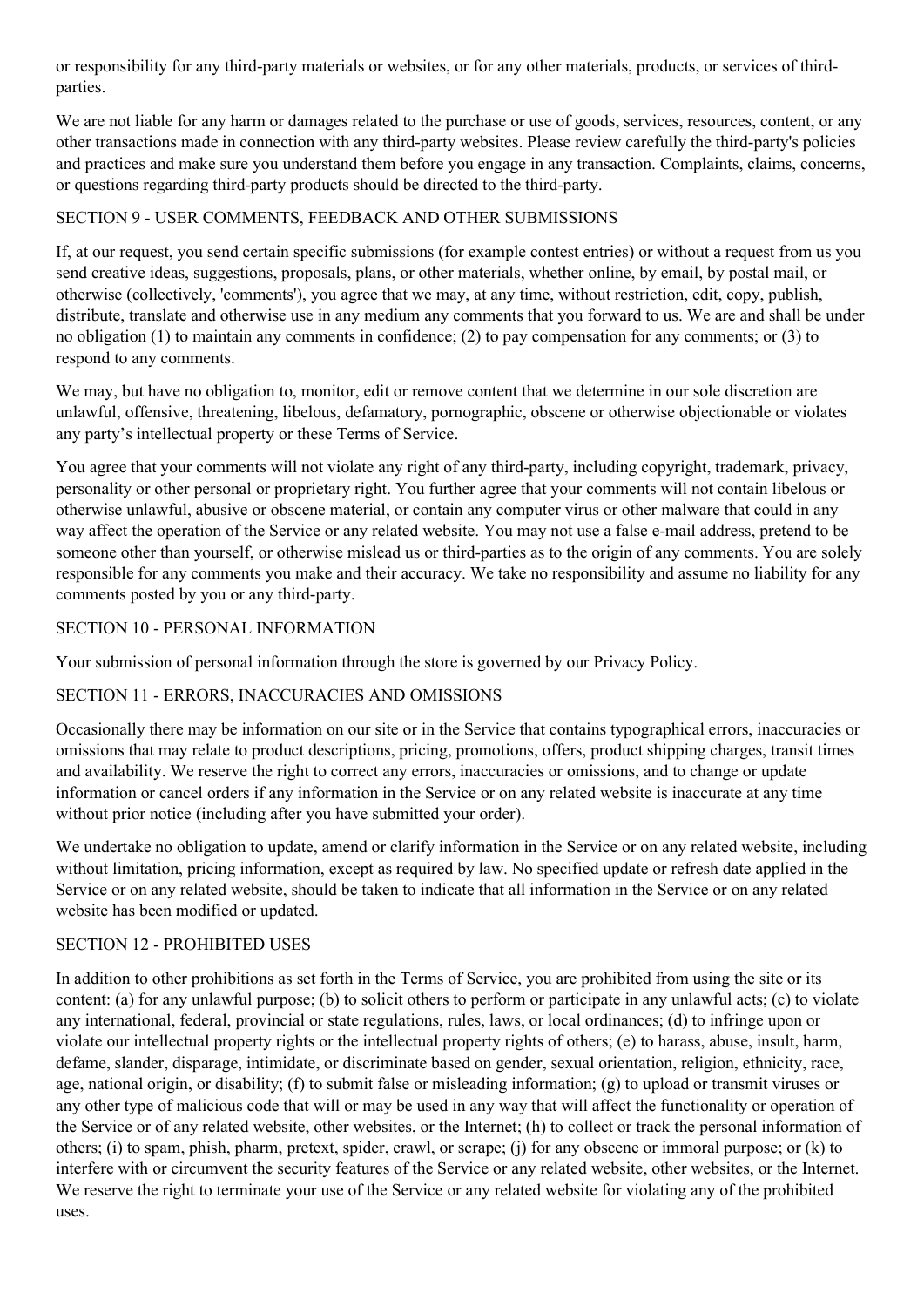or responsibility for any third-party materials or websites, or for any other materials, products, or services of third-parties.

We are not liable for any harm or damages related to the purchase or use of goods, services, resources, content, or any other transactions made in connection with any third-party websites. Please review carefully the third-party's policies and practices and make sure you understand them before you engage in any transaction. Complaints, claims, concerns, or questions regarding third-party products should be directed to the third-party.

## SECTION 9 - USER COMMENTS, FEEDBACK AND OTHER SUBMISSIONS

If, at our request, you send certain specific submissions (for example contest entries) or without a request from us you send creative ideas, suggestions, proposals, plans, or other materials, whether online, by email, by postal mail, or otherwise (collectively, 'comments'), you agree that we may, at any time, without restriction, edit, copy, publish, distribute, translate and otherwise use in any medium any comments that you forward to us. We are and shall be under no obligation (1) to maintain any comments in confidence; (2) to pay compensation for any comments; or (3) to respond to any comments.

We may, but have no obligation to, monitor, edit or remove content that we determine in our sole discretion are unlawful, offensive, threatening, libelous, defamatory, pornographic, obscene or otherwise objectionable or violates any party's intellectual property or these Terms of Service.

You agree that your comments will not violate any right of any third-party, including copyright, trademark, privacy, personality or other personal or proprietary right. You further agree that your comments will not contain libelous or otherwise unlawful, abusive or obscene material, or contain any computer virus or other malware that could in any way affect the operation of the Service or any related website. You may not use a false e-mail address, pretend to be someone other than yourself, or otherwise mislead us or third-parties as to the origin of any comments. You are solely responsible for any comments you make and their accuracy. We take no responsibility and assume no liability for any comments posted by you or any third-party.

## SECTION 10 - PERSONAL INFORMATION

Your submission of personal information through the store is governed by our Privacy Policy.

## SECTION 11 - ERRORS, INACCURACIES AND OMISSIONS

Occasionally there may be information on our site or in the Service that contains typographical errors, inaccuracies or omissions that may relate to product descriptions, pricing, promotions, offers, product shipping charges, transit times and availability. We reserve the right to correct any errors, inaccuracies or omissions, and to change or update information or cancel orders if any information in the Service or on any related website is inaccurate at any time without prior notice (including after you have submitted your order).

We undertake no obligation to update, amend or clarify information in the Service or on any related website, including without limitation, pricing information, except as required by law. No specified update or refresh date applied in the Service or on any related website, should be taken to indicate that all information in the Service or on any related website has been modified or updated.

## SECTION 12 - PROHIBITED USES

In addition to other prohibitions as set forth in the Terms of Service, you are prohibited from using the site or its content: (a) for any unlawful purpose; (b) to solicit others to perform or participate in any unlawful acts; (c) to violate any international, federal, provincial or state regulations, rules, laws, or local ordinances; (d) to infringe upon or violate our intellectual property rights or the intellectual property rights of others; (e) to harass, abuse, insult, harm, defame, slander, disparage, intimidate, or discriminate based on gender, sexual orientation, religion, ethnicity, race, age, national origin, or disability; (f) to submit false or misleading information; (g) to upload or transmit viruses or any other type of malicious code that will or may be used in any way that will affect the functionality or operation of the Service or of any related website, other websites, or the Internet; (h) to collect or track the personal information of others; (i) to spam, phish, pharm, pretext, spider, crawl, or scrape; (j) for any obscene or immoral purpose; or (k) to interfere with or circumvent the security features of the Service or any related website, other websites, or the Internet. We reserve the right to terminate your use of the Service or any related website for violating any of the prohibited uses.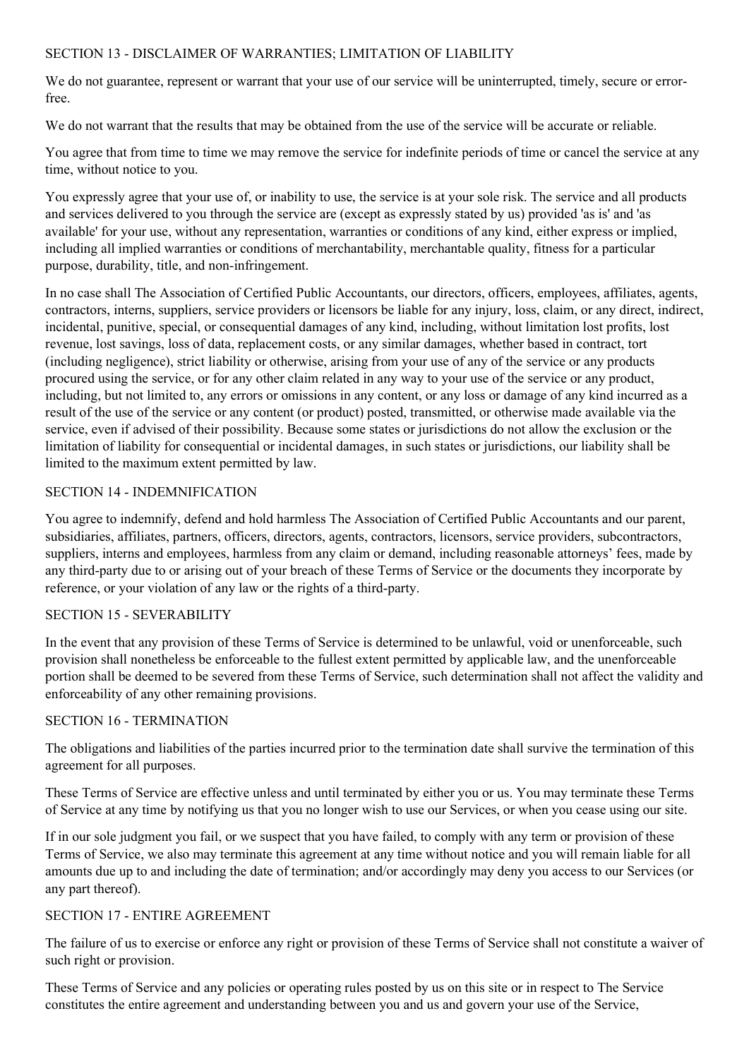## SECTION 13 - DISCLAIMER OF WARRANTIES; LIMITATION OF LIABILITY

We do not guarantee, represent or warrant that your use of our service will be uninterrupted, timely, secure or error-free.

We do not warrant that the results that may be obtained from the use of the service will be accurate or reliable.

You agree that from time to time we may remove the service for indefinite periods of time or cancel the service at any time, without notice to you.

You expressly agree that your use of, or inability to use, the service is at your sole risk. The service and all products and services delivered to you through the service are (except as expressly stated by us) provided 'as is' and 'as available' for your use, without any representation, warranties or conditions of any kind, either express or implied, including all implied warranties or conditions of merchantability, merchantable quality, fitness for a particular purpose, durability, title, and non-infringement.

In no case shall The Association of Certified Public Accountants, our directors, officers, employees, affiliates, agents, contractors, interns, suppliers, service providers or licensors be liable for any injury, loss, claim, or any direct, indirect, incidental, punitive, special, or consequential damages of any kind, including, without limitation lost profits, lost revenue, lost savings, loss of data, replacement costs, or any similar damages, whether based in contract, tort (including negligence), strict liability or otherwise, arising from your use of any of the service or any products procured using the service, or for any other claim related in any way to your use of the service or any product, including, but not limited to, any errors or omissions in any content, or any loss or damage of any kind incurred as a result of the use of the service or any content (or product) posted, transmitted, or otherwise made available via the service, even if advised of their possibility. Because some states or jurisdictions do not allow the exclusion or the limitation of liability for consequential or incidental damages, in such states or jurisdictions, our liability shall be limited to the maximum extent permitted by law.

## SECTION 14 - INDEMNIFICATION

You agree to indemnify, defend and hold harmless The Association of Certified Public Accountants and our parent, subsidiaries, affiliates, partners, officers, directors, agents, contractors, licensors, service providers, subcontractors, suppliers, interns and employees, harmless from any claim or demand, including reasonable attorneys' fees, made by any third-party due to or arising out of your breach of these Terms of Service or the documents they incorporate by reference, or your violation of any law or the rights of a third-party.

## SECTION 15 - SEVERABILITY

In the event that any provision of these Terms of Service is determined to be unlawful, void or unenforceable, such provision shall nonetheless be enforceable to the fullest extent permitted by applicable law, and the unenforceable portion shall be deemed to be severed from these Terms of Service, such determination shall not affect the validity and enforceability of any other remaining provisions.

## SECTION 16 - TERMINATION

The obligations and liabilities of the parties incurred prior to the termination date shall survive the termination of this agreement for all purposes.

These Terms of Service are effective unless and until terminated by either you or us. You may terminate these Terms of Service at any time by notifying us that you no longer wish to use our Services, or when you cease using our site.

If in our sole judgment you fail, or we suspect that you have failed, to comply with any term or provision of these Terms of Service, we also may terminate this agreement at any time without notice and you will remain liable for all amounts due up to and including the date of termination; and/or accordingly may deny you access to our Services (or any part thereof).

## SECTION 17 - ENTIRE AGREEMENT

The failure of us to exercise or enforce any right or provision of these Terms of Service shall not constitute a waiver of such right or provision.

These Terms of Service and any policies or operating rules posted by us on this site or in respect to The Service constitutes the entire agreement and understanding between you and us and govern your use of the Service,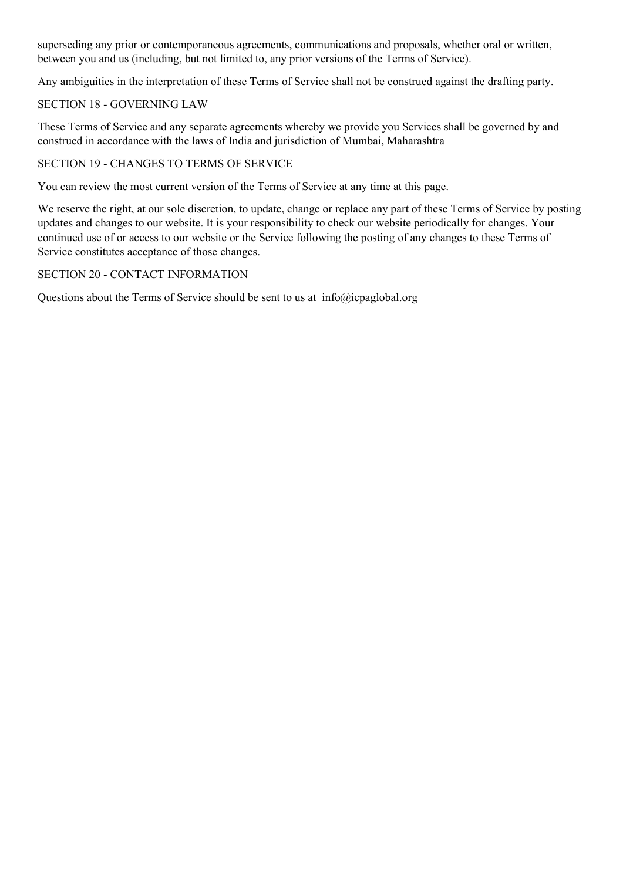superseding any prior or contemporaneous agreements, communications and proposals, whether oral or written, between you and us (including, but not limited to, any prior versions of the Terms of Service).

Any ambiguities in the interpretation of these Terms of Service shall not be construed against the drafting party.

## SECTION 18 - GOVERNING LAW

These Terms of Service and any separate agreements whereby we provide you Services shall be governed by and construed in accordance with the laws of India and jurisdiction of Mumbai, Maharashtra

## SECTION 19 - CHANGES TO TERMS OF SERVICE

You can review the most current version of the Terms of Service at any time at this page.

We reserve the right, at our sole discretion, to update, change or replace any part of these Terms of Service by posting updates and changes to our website. It is your responsibility to check our website periodically for changes. Your continued use of or access to our website or the Service following the posting of any changes to these Terms of Service constitutes acceptance of those changes.

## SECTION 20 - CONTACT INFORMATION

Questions about the Terms of Service should be sent to us at info@icpaglobal.org